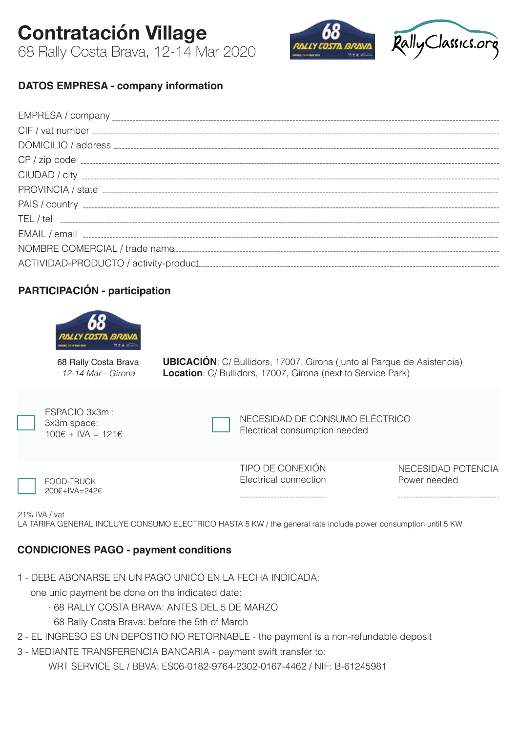# Contratación Village

68 Rally Costa Brava, 12-14 Mar 2020

## DATOS EMPRESA - company information

EMPRESA / company ____________________

CIF / vat number ____________________

DOMICILIO / address ____________________

CP / zip code ____________________

CIUDAD / city ____________________

PROVINCIA / state ____________________

PAIS / country ____________________

TEL / tel ____________________

EMAIL / email ____________________

NOMBRE COMERCIAL / trade name ____________________

ACTIVIDAD-PRODUCTO / activity-product ____________________

## PARTICIPACIÓN - participation

68 Rally Costa Brava
*12-14 Mar - Girona*

**UBICACIÓN**: C/ Bullidors, 17007, Girona (junto al Parque de Asistencia)
**Location**: C/ Bullidors, 17007, Girona (next to Service Park)

☐ ESPACIO 3x3m :
3x3m space:
100€ + IVA = 121€

☐ NECESIDAD DE CONSUMO ELÉCTRICO
Electrical consumption needed

☐ FOOD-TRUCK
200€+IVA=242€

TIPO DE CONEXIÓN
Electrical connection
____________________

NECESIDAD POTENCIA
Power needed
____________________

21% IVA / vat
LA TARIFA GENERAL INCLUYE CONSUMO ELECTRICO HASTA 5 KW / the general rate include power consumption until 5 KW

## CONDICIONES PAGO - payment conditions

1 - DEBE ABONARSE EN UN PAGO UNICO EN LA FECHA INDICADA:
one unic payment be done on the indicated date:
- 68 RALLY COSTA BRAVA: ANTES DEL 5 DE MARZO
  68 Rally Costa Brava: before the 5th of March

2 - EL INGRESO ES UN DEPOSTIO NO RETORNABLE - the payment is a non-refundable deposit

3 - MEDIANTE TRANSFERENCIA BANCARIA - payment swift transfer to:
WRT SERVICE SL / BBVA: ES06-0182-9764-2302-0167-4462 / NIF: B-61245981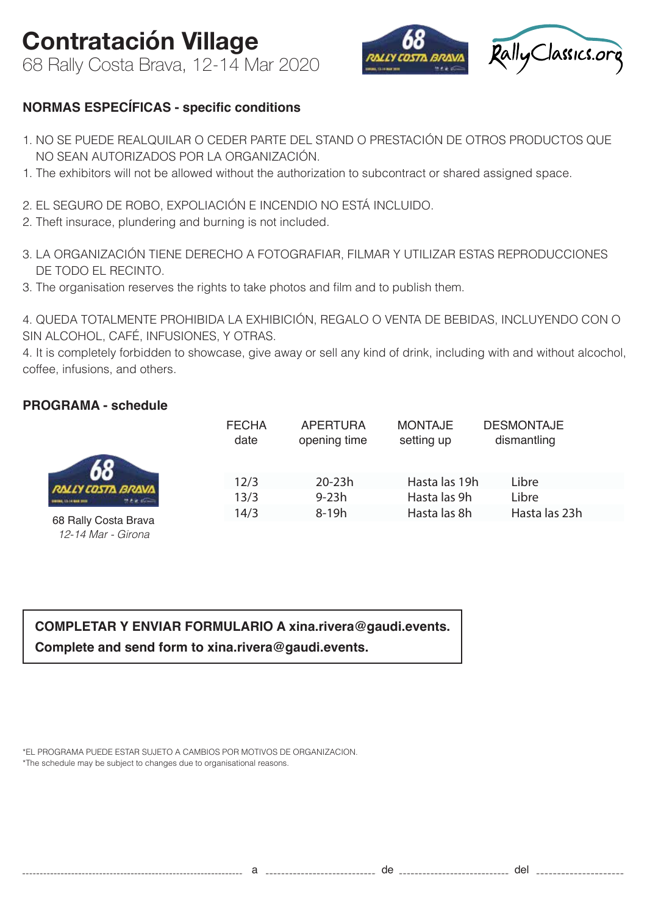# Contratación Village

68 Rally Costa Brava, 12-14 Mar 2020

**NORMAS ESPECÍFICAS - specific conditions**

1. NO SE PUEDE REALQUILAR O CEDER PARTE DEL STAND O PRESTACIÓN DE OTROS PRODUCTOS QUE NO SEAN AUTORIZADOS POR LA ORGANIZACIÓN.
1. The exhibitors will not be allowed without the authorization to subcontract or shared assigned space.

2. EL SEGURO DE ROBO, EXPOLIACIÓN E INCENDIO NO ESTÁ INCLUIDO.
2. Theft insurace, plundering and burning is not included.

3. LA ORGANIZACIÓN TIENE DERECHO A FOTOGRAFIAR, FILMAR Y UTILIZAR ESTAS REPRODUCCIONES DE TODO EL RECINTO.
3. The organisation reserves the rights to take photos and film and to publish them.

4. QUEDA TOTALMENTE PROHIBIDA LA EXHIBICIÓN, REGALO O VENTA DE BEBIDAS, INCLUYENDO CON O SIN ALCOHOL, CAFÉ, INFUSIONES, Y OTRAS.
4. It is completely forbidden to showcase, give away or sell any kind of drink, including with and without alcohol, coffee, infusions, and others.

**PROGRAMA - schedule**

68 Rally Costa Brava
*12-14 Mar - Girona*

| FECHA date | APERTURA opening time | MONTAJE setting up | DESMONTAJE dismantling |
|---|---|---|---|
| 12/3 | 20-23h | Hasta las 19h | Libre |
| 13/3 | 9-23h | Hasta las 9h | Libre |
| 14/3 | 8-19h | Hasta las 8h | Hasta las 23h |

**COMPLETAR Y ENVIAR FORMULARIO A xina.rivera@gaudi.events.**
**Complete and send form to xina.rivera@gaudi.events.**

*EL PROGRAMA PUEDE ESTAR SUJETO A CAMBIOS POR MOTIVOS DE ORGANIZACION.
*The schedule may be subject to changes due to organisational reasons.

-------------------- a -------------------- de -------------------- del --------------------